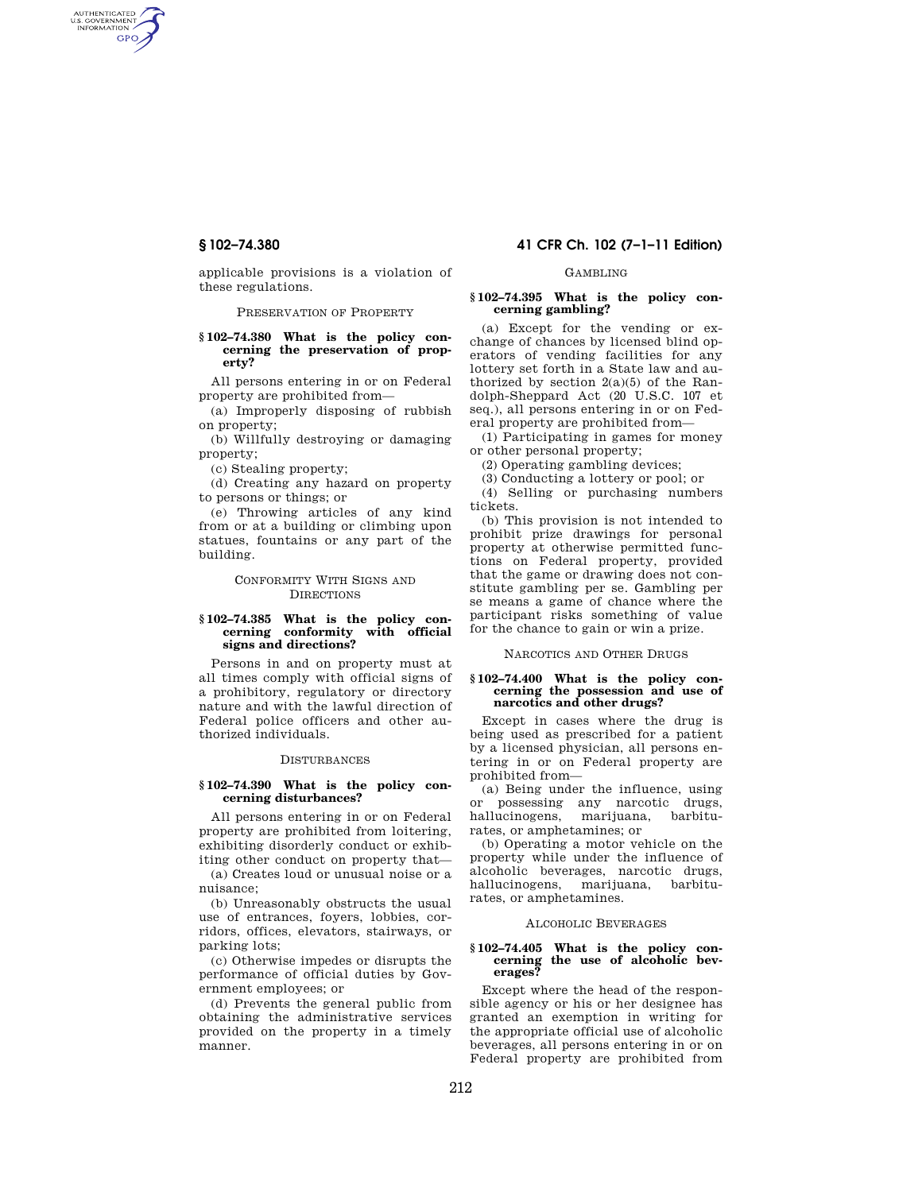applicable provisions is a violation of these regulations.

PRESERVATION OF PROPERTY

### § 102–74.380 What is the policy concerning the preservation of property?

All persons entering in or on Federal property are prohibited from—

(a) Improperly disposing of rubbish on property;

(b) Willfully destroying or damaging property;

(c) Stealing property;

(d) Creating any hazard on property to persons or things; or

(e) Throwing articles of any kind from or at a building or climbing upon statues, fountains or any part of the building.

CONFORMITY WITH SIGNS AND DIRECTIONS

### § 102–74.385 What is the policy concerning conformity with official signs and directions?

Persons in and on property must at all times comply with official signs of a prohibitory, regulatory or directory nature and with the lawful direction of Federal police officers and other authorized individuals.

DISTURBANCES

### § 102–74.390 What is the policy concerning disturbances?

All persons entering in or on Federal property are prohibited from loitering, exhibiting disorderly conduct or exhibiting other conduct on property that—

(a) Creates loud or unusual noise or a nuisance;

(b) Unreasonably obstructs the usual use of entrances, foyers, lobbies, corridors, offices, elevators, stairways, or parking lots;

(c) Otherwise impedes or disrupts the performance of official duties by Government employees; or

(d) Prevents the general public from obtaining the administrative services provided on the property in a timely manner.

GAMBLING

### § 102–74.395 What is the policy concerning gambling?

(a) Except for the vending or exchange of chances by licensed blind operators of vending facilities for any lottery set forth in a State law and authorized by section 2(a)(5) of the Randolph-Sheppard Act (20 U.S.C. 107 et seq.), all persons entering in or on Federal property are prohibited from—

(1) Participating in games for money or other personal property;

(2) Operating gambling devices;

(3) Conducting a lottery or pool; or

(4) Selling or purchasing numbers tickets.

(b) This provision is not intended to prohibit prize drawings for personal property at otherwise permitted functions on Federal property, provided that the game or drawing does not constitute gambling per se. Gambling per se means a game of chance where the participant risks something of value for the chance to gain or win a prize.

NARCOTICS AND OTHER DRUGS

### § 102–74.400 What is the policy concerning the possession and use of narcotics and other drugs?

Except in cases where the drug is being used as prescribed for a patient by a licensed physician, all persons entering in or on Federal property are prohibited from—

(a) Being under the influence, using or possessing any narcotic drugs, hallucinogens, marijuana, barbiturates, or amphetamines; or

(b) Operating a motor vehicle on the property while under the influence of alcoholic beverages, narcotic drugs, hallucinogens, marijuana, barbiturates, or amphetamines.

ALCOHOLIC BEVERAGES

### § 102–74.405 What is the policy concerning the use of alcoholic beverages?

Except where the head of the responsible agency or his or her designee has granted an exemption in writing for the appropriate official use of alcoholic beverages, all persons entering in or on Federal property are prohibited from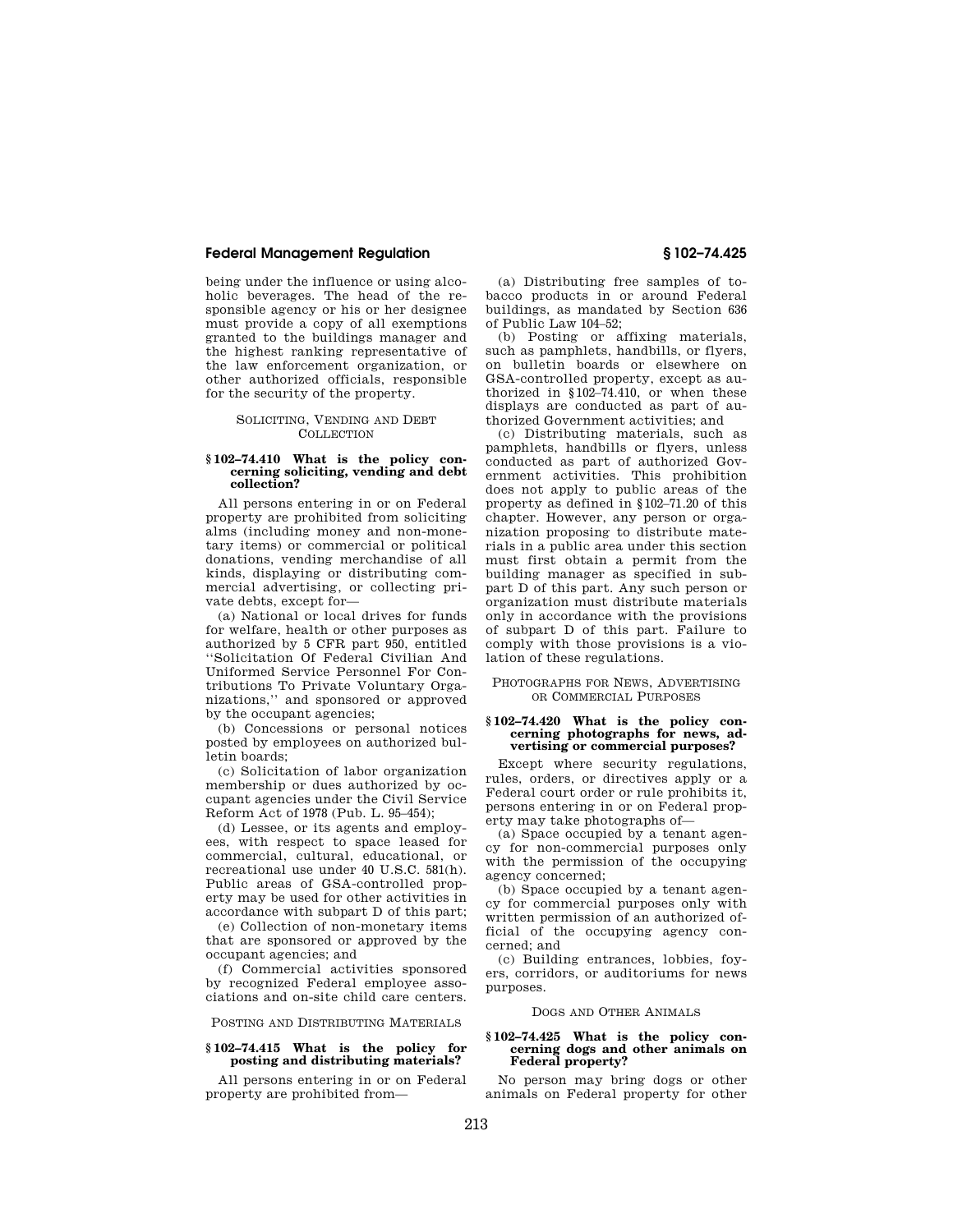being under the influence or using alcoholic beverages. The head of the responsible agency or his or her designee must provide a copy of all exemptions granted to the buildings manager and the highest ranking representative of the law enforcement organization, or other authorized officials, responsible for the security of the property.

SOLICITING, VENDING AND DEBT COLLECTION

### § 102–74.410 What is the policy concerning soliciting, vending and debt collection?

All persons entering in or on Federal property are prohibited from soliciting alms (including money and non-monetary items) or commercial or political donations, vending merchandise of all kinds, displaying or distributing commercial advertising, or collecting private debts, except for—

(a) National or local drives for funds for welfare, health or other purposes as authorized by 5 CFR part 950, entitled ''Solicitation Of Federal Civilian And Uniformed Service Personnel For Contributions To Private Voluntary Organizations,'' and sponsored or approved by the occupant agencies;

(b) Concessions or personal notices posted by employees on authorized bulletin boards;

(c) Solicitation of labor organization membership or dues authorized by occupant agencies under the Civil Service Reform Act of 1978 (Pub. L. 95–454);

(d) Lessee, or its agents and employees, with respect to space leased for commercial, cultural, educational, or recreational use under 40 U.S.C. 581(h). Public areas of GSA-controlled property may be used for other activities in accordance with subpart D of this part;

(e) Collection of non-monetary items that are sponsored or approved by the occupant agencies; and

(f) Commercial activities sponsored by recognized Federal employee associations and on-site child care centers.

POSTING AND DISTRIBUTING MATERIALS

### § 102–74.415 What is the policy for posting and distributing materials?

All persons entering in or on Federal property are prohibited from—

(a) Distributing free samples of tobacco products in or around Federal buildings, as mandated by Section 636 of Public Law 104–52;

(b) Posting or affixing materials, such as pamphlets, handbills, or flyers, on bulletin boards or elsewhere on GSA-controlled property, except as authorized in § 102–74.410, or when these displays are conducted as part of authorized Government activities; and

(c) Distributing materials, such as pamphlets, handbills or flyers, unless conducted as part of authorized Government activities. This prohibition does not apply to public areas of the property as defined in § 102–71.20 of this chapter. However, any person or organization proposing to distribute materials in a public area under this section must first obtain a permit from the building manager as specified in subpart D of this part. Any such person or organization must distribute materials only in accordance with the provisions of subpart D of this part. Failure to comply with those provisions is a violation of these regulations.

PHOTOGRAPHS FOR NEWS, ADVERTISING OR COMMERCIAL PURPOSES

### § 102–74.420 What is the policy concerning photographs for news, advertising or commercial purposes?

Except where security regulations, rules, orders, or directives apply or a Federal court order or rule prohibits it, persons entering in or on Federal property may take photographs of—

(a) Space occupied by a tenant agency for non-commercial purposes only with the permission of the occupying agency concerned;

(b) Space occupied by a tenant agency for commercial purposes only with written permission of an authorized official of the occupying agency concerned; and

(c) Building entrances, lobbies, foyers, corridors, or auditoriums for news purposes.

DOGS AND OTHER ANIMALS

### § 102–74.425 What is the policy concerning dogs and other animals on Federal property?

No person may bring dogs or other animals on Federal property for other